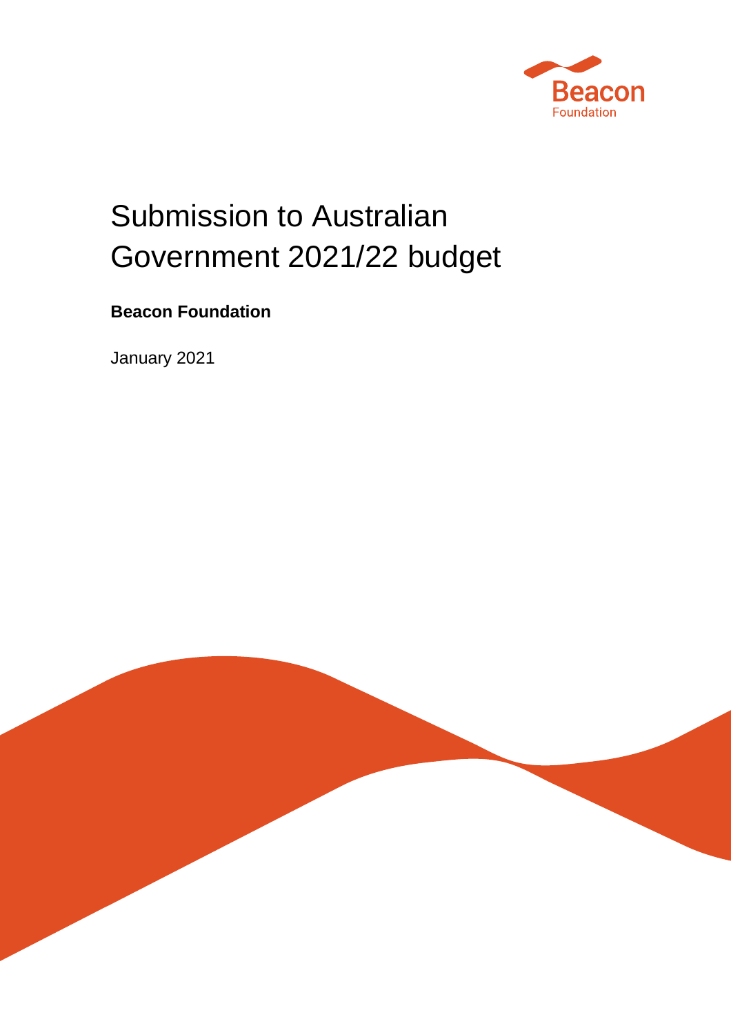Beacon Foundation

# Submission to Australian Government 2021/22 budget

**Beacon Foundation**

January 2021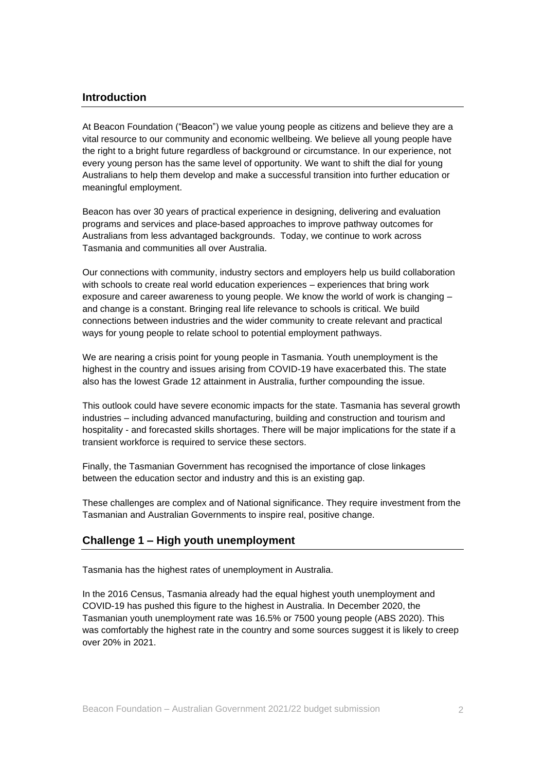## Introduction

At Beacon Foundation ("Beacon") we value young people as citizens and believe they are a vital resource to our community and economic wellbeing. We believe all young people have the right to a bright future regardless of background or circumstance. In our experience, not every young person has the same level of opportunity. We want to shift the dial for young Australians to help them develop and make a successful transition into further education or meaningful employment.

Beacon has over 30 years of practical experience in designing, delivering and evaluation programs and services and place-based approaches to improve pathway outcomes for Australians from less advantaged backgrounds. Today, we continue to work across Tasmania and communities all over Australia.

Our connections with community, industry sectors and employers help us build collaboration with schools to create real world education experiences – experiences that bring work exposure and career awareness to young people. We know the world of work is changing – and change is a constant. Bringing real life relevance to schools is critical. We build connections between industries and the wider community to create relevant and practical ways for young people to relate school to potential employment pathways.

We are nearing a crisis point for young people in Tasmania. Youth unemployment is the highest in the country and issues arising from COVID-19 have exacerbated this. The state also has the lowest Grade 12 attainment in Australia, further compounding the issue.

This outlook could have severe economic impacts for the state. Tasmania has several growth industries – including advanced manufacturing, building and construction and tourism and hospitality - and forecasted skills shortages. There will be major implications for the state if a transient workforce is required to service these sectors.

Finally, the Tasmanian Government has recognised the importance of close linkages between the education sector and industry and this is an existing gap.

These challenges are complex and of National significance. They require investment from the Tasmanian and Australian Governments to inspire real, positive change.

## Challenge 1 – High youth unemployment

Tasmania has the highest rates of unemployment in Australia.

In the 2016 Census, Tasmania already had the equal highest youth unemployment and COVID-19 has pushed this figure to the highest in Australia. In December 2020, the Tasmanian youth unemployment rate was 16.5% or 7500 young people (ABS 2020). This was comfortably the highest rate in the country and some sources suggest it is likely to creep over 20% in 2021.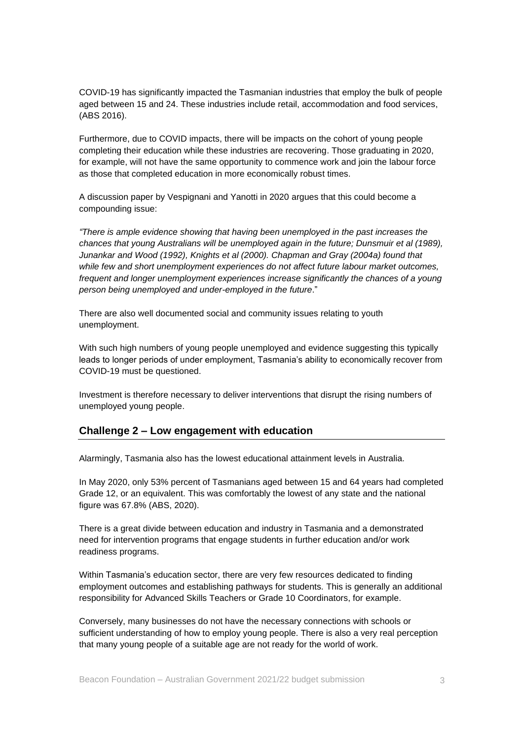COVID-19 has significantly impacted the Tasmanian industries that employ the bulk of people aged between 15 and 24. These industries include retail, accommodation and food services, (ABS 2016).

Furthermore, due to COVID impacts, there will be impacts on the cohort of young people completing their education while these industries are recovering. Those graduating in 2020, for example, will not have the same opportunity to commence work and join the labour force as those that completed education in more economically robust times.

A discussion paper by Vespignani and Yanotti in 2020 argues that this could become a compounding issue:

*"There is ample evidence showing that having been unemployed in the past increases the chances that young Australians will be unemployed again in the future; Dunsmuir et al (1989), Junankar and Wood (1992), Knights et al (2000). Chapman and Gray (2004a) found that while few and short unemployment experiences do not affect future labour market outcomes, frequent and longer unemployment experiences increase significantly the chances of a young person being unemployed and under-employed in the future*."

There are also well documented social and community issues relating to youth unemployment.

With such high numbers of young people unemployed and evidence suggesting this typically leads to longer periods of under employment, Tasmania's ability to economically recover from COVID-19 must be questioned.

Investment is therefore necessary to deliver interventions that disrupt the rising numbers of unemployed young people.

## Challenge 2 – Low engagement with education

Alarmingly, Tasmania also has the lowest educational attainment levels in Australia.

In May 2020, only 53% percent of Tasmanians aged between 15 and 64 years had completed Grade 12, or an equivalent. This was comfortably the lowest of any state and the national figure was 67.8% (ABS, 2020).

There is a great divide between education and industry in Tasmania and a demonstrated need for intervention programs that engage students in further education and/or work readiness programs.

Within Tasmania's education sector, there are very few resources dedicated to finding employment outcomes and establishing pathways for students. This is generally an additional responsibility for Advanced Skills Teachers or Grade 10 Coordinators, for example.

Conversely, many businesses do not have the necessary connections with schools or sufficient understanding of how to employ young people. There is also a very real perception that many young people of a suitable age are not ready for the world of work.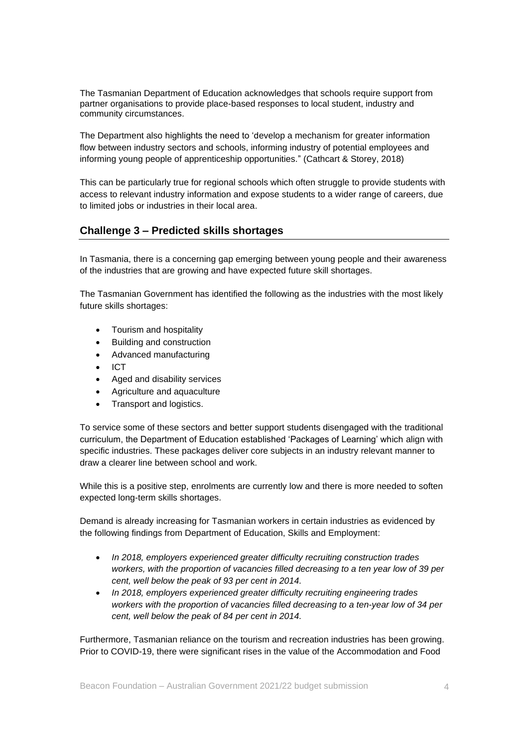The Tasmanian Department of Education acknowledges that schools require support from partner organisations to provide place-based responses to local student, industry and community circumstances.

The Department also highlights the need to 'develop a mechanism for greater information flow between industry sectors and schools, informing industry of potential employees and informing young people of apprenticeship opportunities." (Cathcart & Storey, 2018)

This can be particularly true for regional schools which often struggle to provide students with access to relevant industry information and expose students to a wider range of careers, due to limited jobs or industries in their local area.

## Challenge 3 – Predicted skills shortages

In Tasmania, there is a concerning gap emerging between young people and their awareness of the industries that are growing and have expected future skill shortages.

The Tasmanian Government has identified the following as the industries with the most likely future skills shortages:

- Tourism and hospitality
- Building and construction
- Advanced manufacturing
- ICT
- Aged and disability services
- Agriculture and aquaculture
- Transport and logistics.

To service some of these sectors and better support students disengaged with the traditional curriculum, the Department of Education established 'Packages of Learning' which align with specific industries. These packages deliver core subjects in an industry relevant manner to draw a clearer line between school and work.

While this is a positive step, enrolments are currently low and there is more needed to soften expected long-term skills shortages.

Demand is already increasing for Tasmanian workers in certain industries as evidenced by the following findings from Department of Education, Skills and Employment:

- *In 2018, employers experienced greater difficulty recruiting construction trades workers, with the proportion of vacancies filled decreasing to a ten year low of 39 per cent, well below the peak of 93 per cent in 2014.*
- *In 2018, employers experienced greater difficulty recruiting engineering trades workers with the proportion of vacancies filled decreasing to a ten-year low of 34 per cent, well below the peak of 84 per cent in 2014.*

Furthermore, Tasmanian reliance on the tourism and recreation industries has been growing. Prior to COVID-19, there were significant rises in the value of the Accommodation and Food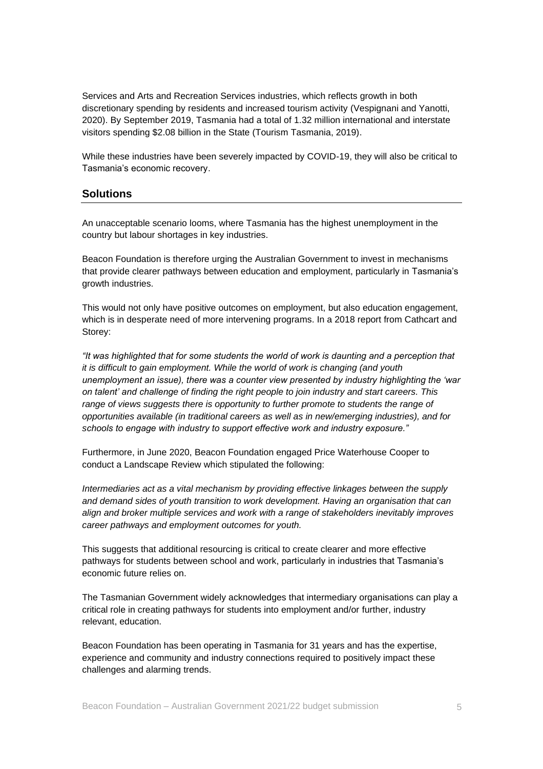Services and Arts and Recreation Services industries, which reflects growth in both discretionary spending by residents and increased tourism activity (Vespignani and Yanotti, 2020). By September 2019, Tasmania had a total of 1.32 million international and interstate visitors spending $2.08 billion in the State (Tourism Tasmania, 2019).

While these industries have been severely impacted by COVID-19, they will also be critical to Tasmania's economic recovery.

## Solutions

An unacceptable scenario looms, where Tasmania has the highest unemployment in the country but labour shortages in key industries.

Beacon Foundation is therefore urging the Australian Government to invest in mechanisms that provide clearer pathways between education and employment, particularly in Tasmania's growth industries.

This would not only have positive outcomes on employment, but also education engagement, which is in desperate need of more intervening programs. In a 2018 report from Cathcart and Storey:

*"It was highlighted that for some students the world of work is daunting and a perception that it is difficult to gain employment. While the world of work is changing (and youth unemployment an issue), there was a counter view presented by industry highlighting the 'war on talent' and challenge of finding the right people to join industry and start careers. This range of views suggests there is opportunity to further promote to students the range of opportunities available (in traditional careers as well as in new/emerging industries), and for schools to engage with industry to support effective work and industry exposure."*

Furthermore, in June 2020, Beacon Foundation engaged Price Waterhouse Cooper to conduct a Landscape Review which stipulated the following:

*Intermediaries act as a vital mechanism by providing effective linkages between the supply and demand sides of youth transition to work development. Having an organisation that can align and broker multiple services and work with a range of stakeholders inevitably improves career pathways and employment outcomes for youth.*

This suggests that additional resourcing is critical to create clearer and more effective pathways for students between school and work, particularly in industries that Tasmania's economic future relies on.

The Tasmanian Government widely acknowledges that intermediary organisations can play a critical role in creating pathways for students into employment and/or further, industry relevant, education.

Beacon Foundation has been operating in Tasmania for 31 years and has the expertise, experience and community and industry connections required to positively impact these challenges and alarming trends.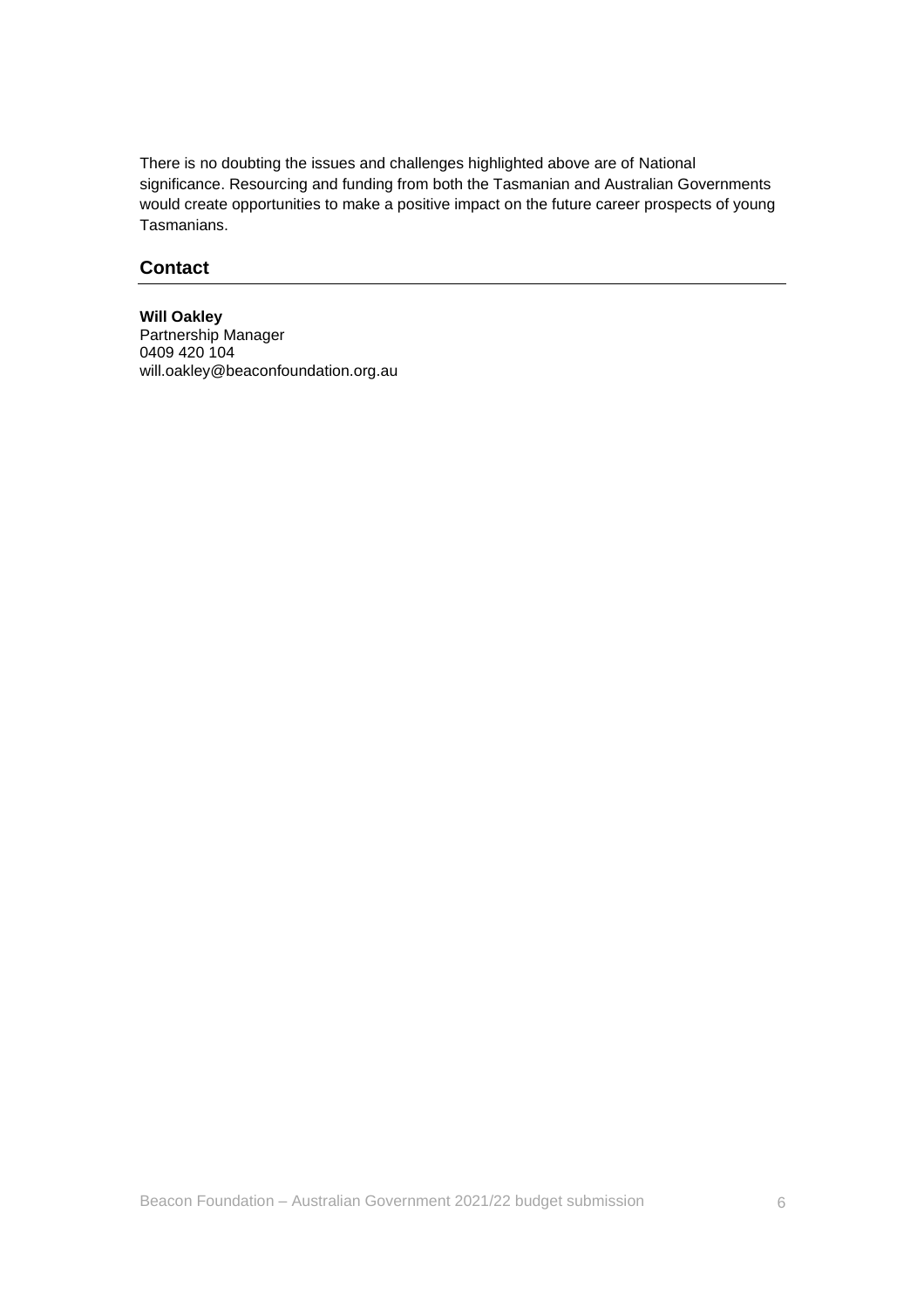There is no doubting the issues and challenges highlighted above are of National significance. Resourcing and funding from both the Tasmanian and Australian Governments would create opportunities to make a positive impact on the future career prospects of young Tasmanians.

## Contact

**Will Oakley**
Partnership Manager
0409 420 104
will.oakley@beaconfoundation.org.au